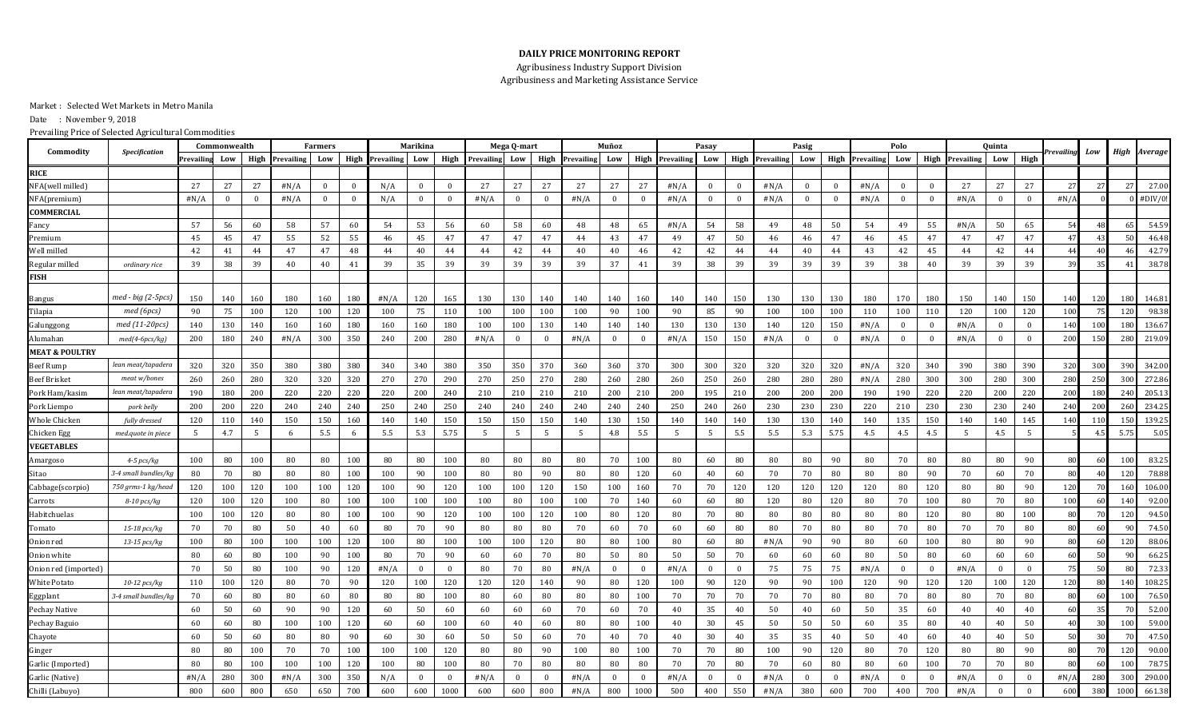**DAILY PRICE MONITORING REPORT**

Agribusiness Industry Support Division

Agribusiness and Marketing Assistance Service

Market : Selected Wet Markets in Metro Manila

Date : November 9, 2018

Prevailing Price of Selected Agricultural Commodities

| Commodity | Specification | Commonwealth | | | Farmers | | | Marikina | | | Mega Q-mart | | | Muñoz | | | Pasay | | | Pasig | | | Polo | | | Quinta | | | Prevailing | Low | High | Average |
|---|---|---|---|---|---|---|---|---|---|---|---|---|---|---|---|---|---|---|---|---|---|---|---|---|---|---|---|---|---|---|---|---|---|
| | | Prevailing | Low | High | Prevailing | Low | High | Prevailing | Low | High | Prevailing | Low | High | Prevailing | Low | High | Prevailing | Low | High | Prevailing | Low | High | Prevailing | Low | High | Prevailing | Low | High | | | | |
| **RICE** | | | | | | | | | | | | | | | | | | | | | | | | | | | | | | | | |
| NFA(well milled) | | 27 | 27 | 27 | #N/A | 0 | 0 | N/A | 0 | 0 | 27 | 27 | 27 | 27 | 27 | 27 | #N/A | 0 | 0 | #N/A | 0 | 0 | #N/A | 0 | 0 | 27 | 27 | 27 | 27 | 27 | 27 | 27.00 |
| NFA(premium) | | #N/A | 0 | 0 | #N/A | 0 | 0 | N/A | 0 | 0 | #N/A | 0 | 0 | #N/A | 0 | 0 | #N/A | 0 | 0 | #N/A | 0 | 0 | #N/A | 0 | 0 | #N/A | 0 | 0 | #N/A | 0 | 0 | #DIV/0! |
| **COMMERCIAL** | | | | | | | | | | | | | | | | | | | | | | | | | | | | | | | | |
| Fancy | | 57 | 56 | 60 | 58 | 57 | 60 | 54 | 53 | 56 | 60 | 58 | 60 | 48 | 48 | 65 | #N/A | 54 | 58 | 49 | 48 | 50 | 54 | 49 | 55 | #N/A | 50 | 65 | 54 | 48 | 65 | 54.59 |
| Premium | | 45 | 45 | 47 | 55 | 52 | 55 | 46 | 45 | 47 | 47 | 47 | 47 | 44 | 43 | 47 | 49 | 47 | 50 | 46 | 46 | 47 | 46 | 45 | 47 | 47 | 47 | 47 | 47 | 43 | 50 | 46.48 |
| Well milled | | 42 | 41 | 44 | 47 | 47 | 48 | 44 | 40 | 44 | 44 | 42 | 44 | 40 | 40 | 46 | 42 | 42 | 44 | 44 | 40 | 44 | 43 | 42 | 45 | 44 | 42 | 44 | 44 | 40 | 46 | 42.79 |
| Regular milled | ordinary rice | 39 | 38 | 39 | 40 | 40 | 41 | 39 | 35 | 39 | 39 | 39 | 39 | 39 | 37 | 41 | 39 | 38 | 39 | 39 | 39 | 39 | 39 | 38 | 40 | 39 | 39 | 39 | 39 | 35 | 41 | 38.78 |
| **FISH** | | | | | | | | | | | | | | | | | | | | | | | | | | | | | | | | |
| Bangus | med - big (2-5pcs) | 150 | 140 | 160 | 180 | 160 | 180 | #N/A | 120 | 165 | 130 | 130 | 140 | 140 | 140 | 160 | 140 | 140 | 150 | 130 | 130 | 130 | 180 | 170 | 180 | 150 | 140 | 150 | 140 | 120 | 180 | 146.81 |
| Tilapia | med (6pcs) | 90 | 75 | 100 | 120 | 100 | 120 | 100 | 75 | 110 | 100 | 100 | 100 | 100 | 90 | 100 | 90 | 85 | 90 | 100 | 100 | 100 | 110 | 100 | 110 | 120 | 100 | 120 | 100 | 75 | 120 | 98.38 |
| Galunggong | med (11-20pcs) | 140 | 130 | 140 | 160 | 160 | 180 | 160 | 160 | 180 | 100 | 100 | 130 | 140 | 140 | 140 | 130 | 130 | 130 | 140 | 120 | 150 | #N/A | 0 | 0 | #N/A | 0 | 0 | 140 | 100 | 180 | 136.67 |
| Alumahan | med(4-6pcs/kg) | 200 | 180 | 240 | #N/A | 300 | 350 | 240 | 200 | 280 | #N/A | 0 | 0 | #N/A | 0 | 0 | #N/A | 150 | 150 | #N/A | 0 | 0 | #N/A | 0 | 0 | #N/A | 0 | 0 | 200 | 150 | 280 | 219.09 |
| **MEAT & POULTRY** | | | | | | | | | | | | | | | | | | | | | | | | | | | | | | | | |
| Beef Rump | lean meat/tapadera | 320 | 320 | 350 | 380 | 380 | 380 | 340 | 340 | 380 | 350 | 350 | 370 | 360 | 360 | 370 | 300 | 300 | 320 | 320 | 320 | 320 | #N/A | 320 | 340 | 390 | 380 | 390 | 320 | 300 | 390 | 342.00 |
| Beef Brisket | meat w/bones | 260 | 260 | 280 | 320 | 320 | 320 | 270 | 270 | 290 | 270 | 250 | 270 | 280 | 260 | 280 | 260 | 250 | 260 | 280 | 280 | 280 | #N/A | 280 | 300 | 300 | 280 | 300 | 280 | 250 | 300 | 272.86 |
| Pork Ham/kasim | lean meat/tapadera | 190 | 180 | 200 | 220 | 220 | 220 | 220 | 200 | 240 | 210 | 210 | 210 | 210 | 200 | 210 | 200 | 195 | 210 | 200 | 200 | 200 | 190 | 190 | 220 | 220 | 200 | 220 | 200 | 180 | 240 | 205.13 |
| Pork Liempo | pork belly | 200 | 200 | 220 | 240 | 240 | 240 | 250 | 240 | 250 | 240 | 240 | 240 | 240 | 240 | 240 | 250 | 240 | 260 | 230 | 230 | 230 | 220 | 210 | 230 | 230 | 230 | 240 | 240 | 200 | 260 | 234.25 |
| Whole Chicken | fully dressed | 120 | 110 | 140 | 150 | 150 | 160 | 140 | 140 | 150 | 150 | 150 | 150 | 140 | 130 | 150 | 140 | 140 | 140 | 130 | 130 | 140 | 140 | 135 | 150 | 140 | 140 | 145 | 140 | 110 | 150 | 139.25 |
| Chicken Egg | med.quote in piece | 5 | 4.7 | 5 | 6 | 5.5 | 6 | 5.5 | 5.3 | 5.75 | 5 | 5 | 5 | 5 | 4.8 | 5.5 | 5 | 5 | 5.5 | 5.5 | 5.3 | 5.75 | 4.5 | 4.5 | 4.5 | 5 | 4.5 | 5 | 5 | 4.5 | 5.75 | 5.05 |
| **VEGETABLES** | | | | | | | | | | | | | | | | | | | | | | | | | | | | | | | | |
| Amargoso | 4-5 pcs/kg | 100 | 80 | 100 | 80 | 80 | 100 | 80 | 80 | 100 | 80 | 80 | 80 | 80 | 70 | 100 | 80 | 60 | 80 | 80 | 80 | 90 | 80 | 70 | 80 | 80 | 80 | 90 | 80 | 60 | 100 | 83.25 |
| Sitao | 3-4 small bundles/kg | 80 | 70 | 80 | 80 | 80 | 100 | 100 | 90 | 100 | 80 | 80 | 90 | 80 | 80 | 120 | 60 | 40 | 60 | 70 | 70 | 80 | 80 | 80 | 90 | 70 | 60 | 70 | 80 | 40 | 120 | 78.88 |
| Cabbage(scorpio) | 750 grms-1 kg/head | 120 | 100 | 120 | 100 | 100 | 120 | 100 | 90 | 120 | 100 | 100 | 120 | 150 | 100 | 160 | 70 | 70 | 120 | 120 | 120 | 120 | 120 | 80 | 120 | 80 | 80 | 90 | 120 | 70 | 160 | 106.00 |
| Carrots | 8-10 pcs/kg | 120 | 100 | 120 | 100 | 80 | 100 | 100 | 100 | 100 | 100 | 80 | 100 | 100 | 70 | 140 | 60 | 60 | 80 | 120 | 80 | 120 | 80 | 70 | 100 | 80 | 70 | 80 | 100 | 60 | 140 | 92.00 |
| Habitchuelas | | 100 | 100 | 120 | 80 | 80 | 100 | 100 | 90 | 120 | 100 | 100 | 120 | 100 | 80 | 120 | 80 | 70 | 80 | 80 | 80 | 80 | 80 | 80 | 120 | 80 | 80 | 100 | 80 | 70 | 120 | 94.50 |
| Tomato | 15-18 pcs/kg | 70 | 70 | 80 | 50 | 40 | 60 | 80 | 70 | 90 | 80 | 80 | 80 | 70 | 60 | 70 | 60 | 60 | 80 | 80 | 70 | 80 | 80 | 70 | 80 | 70 | 70 | 80 | 80 | 60 | 90 | 74.50 |
| Onion red | 13-15 pcs/kg | 100 | 80 | 100 | 100 | 100 | 120 | 100 | 80 | 100 | 100 | 100 | 120 | 80 | 80 | 100 | 80 | 60 | 80 | #N/A | 90 | 90 | 80 | 60 | 100 | 80 | 80 | 90 | 80 | 60 | 120 | 88.06 |
| Onion white | | 80 | 60 | 80 | 100 | 90 | 100 | 80 | 70 | 90 | 60 | 60 | 70 | 80 | 50 | 80 | 50 | 50 | 70 | 60 | 60 | 60 | 80 | 50 | 80 | 60 | 60 | 60 | 60 | 50 | 90 | 66.25 |
| Onion red (imported) | | 70 | 50 | 80 | 100 | 90 | 120 | #N/A | 0 | 0 | 80 | 70 | 80 | #N/A | 0 | 0 | #N/A | 0 | 0 | 75 | 75 | 75 | #N/A | 0 | 0 | #N/A | 0 | 0 | 75 | 50 | 80 | 72.33 |
| White Potato | 10-12 pcs/kg | 110 | 100 | 120 | 80 | 70 | 90 | 120 | 100 | 120 | 120 | 120 | 140 | 90 | 80 | 120 | 100 | 90 | 120 | 90 | 90 | 100 | 120 | 90 | 120 | 120 | 100 | 120 | 120 | 80 | 140 | 108.25 |
| Eggplant | 3-4 small bundles/kg | 70 | 60 | 80 | 80 | 60 | 80 | 80 | 80 | 100 | 80 | 60 | 80 | 80 | 80 | 100 | 70 | 70 | 70 | 70 | 70 | 80 | 80 | 70 | 80 | 80 | 70 | 80 | 80 | 60 | 100 | 76.50 |
| Pechay Native | | 60 | 50 | 60 | 90 | 90 | 120 | 60 | 50 | 60 | 60 | 60 | 60 | 70 | 60 | 70 | 40 | 35 | 40 | 50 | 40 | 60 | 50 | 35 | 60 | 40 | 40 | 40 | 60 | 35 | 70 | 52.00 |
| Pechay Baguio | | 60 | 60 | 80 | 100 | 100 | 120 | 60 | 60 | 100 | 60 | 40 | 60 | 80 | 80 | 100 | 40 | 30 | 45 | 50 | 50 | 50 | 60 | 35 | 80 | 40 | 40 | 50 | 40 | 30 | 100 | 59.00 |
| Chayote | | 60 | 50 | 60 | 80 | 80 | 90 | 60 | 30 | 60 | 50 | 50 | 60 | 70 | 40 | 70 | 40 | 30 | 40 | 35 | 35 | 40 | 50 | 40 | 60 | 40 | 40 | 50 | 50 | 30 | 70 | 47.50 |
| Ginger | | 80 | 80 | 100 | 70 | 70 | 100 | 100 | 100 | 120 | 80 | 80 | 90 | 100 | 80 | 100 | 70 | 70 | 80 | 100 | 90 | 120 | 80 | 70 | 120 | 80 | 80 | 90 | 80 | 70 | 120 | 90.00 |
| Garlic (Imported) | | 80 | 80 | 100 | 100 | 100 | 120 | 100 | 80 | 100 | 80 | 70 | 80 | 80 | 80 | 80 | 70 | 70 | 80 | 70 | 60 | 80 | 80 | 60 | 100 | 70 | 70 | 80 | 80 | 60 | 100 | 78.75 |
| Garlic (Native) | | #N/A | 280 | 300 | #N/A | 300 | 350 | N/A | 0 | 0 | #N/A | 0 | 0 | #N/A | 0 | 0 | #N/A | 0 | 0 | #N/A | 0 | 0 | #N/A | 0 | 0 | #N/A | 0 | 0 | #N/A | 280 | 300 | 290.00 |
| Chilli (Labuyo) | | 800 | 600 | 800 | 650 | 650 | 700 | 600 | 600 | 1000 | 600 | 600 | 800 | #N/A | 800 | 1000 | 500 | 400 | 550 | #N/A | 380 | 600 | 700 | 400 | 700 | #N/A | 0 | 0 | 600 | 380 | 1000 | 661.38 |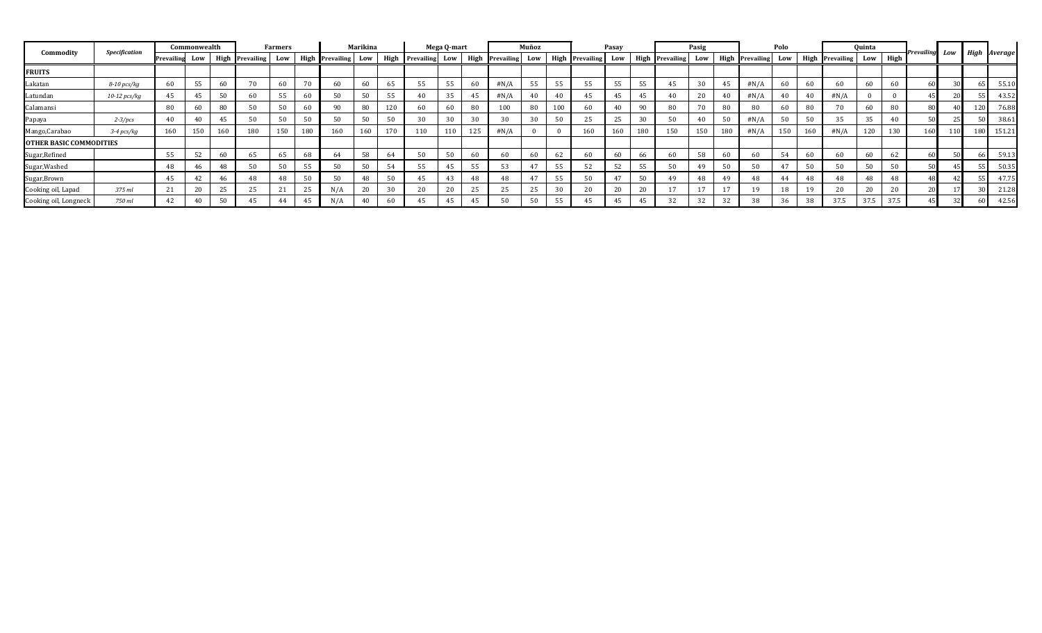| Commodity | Specification | Commonwealth | | | Farmers | | | Marikina | | | Mega Q-mart | | | Muñoz | | | Pasay | | | Pasig | | | Polo | | | Quinta | | | Prevailing | Low | High | Average |
|---|---|---|---|---|---|---|---|---|---|---|---|---|---|---|---|---|---|---|---|---|---|---|---|---|---|---|---|---|---|---|---|---|---|
| | | Prevailing | Low | High | Prevailing | Low | High | Prevailing | Low | High | Prevailing | Low | High | Prevailing | Low | High | Prevailing | Low | High | Prevailing | Low | High | Prevailing | Low | High | Prevailing | Low | High | | | | |
| **FRUITS** | | | | | | | | | | | | | | | | | | | | | | | | | | | | | | | | | |
| Lakatan | *8-10 pcs/kg* | 60 | 55 | 60 | 70 | 60 | 70 | 60 | 60 | 65 | 55 | 55 | 60 | #N/A | 55 | 55 | 55 | 55 | 55 | 45 | 30 | 45 | #N/A | 60 | 60 | 60 | 60 | 60 | 60 | 30 | 65 | 55.10 |
| Latundan | *10-12 pcs/kg* | 45 | 45 | 50 | 60 | 55 | 60 | 50 | 50 | 55 | 40 | 35 | 45 | #N/A | 40 | 40 | 45 | 45 | 45 | 40 | 20 | 40 | #N/A | 40 | 40 | #N/A | 0 | 0 | 45 | 20 | 55 | 43.52 |
| Calamansi | | 80 | 60 | 80 | 50 | 50 | 60 | 90 | 80 | 120 | 60 | 60 | 80 | 100 | 80 | 100 | 60 | 40 | 90 | 80 | 70 | 80 | 80 | 60 | 80 | 70 | 60 | 80 | 80 | 40 | 120 | 76.88 |
| Papaya | *2-3/pcs* | 40 | 40 | 45 | 50 | 50 | 50 | 50 | 50 | 50 | 30 | 30 | 30 | 30 | 30 | 50 | 25 | 25 | 30 | 50 | 40 | 50 | #N/A | 50 | 50 | 35 | 35 | 40 | 50 | 25 | 50 | 38.61 |
| Mango,Carabao | *3-4 pcs/kg* | 160 | 150 | 160 | 180 | 150 | 180 | 160 | 160 | 170 | 110 | 110 | 125 | #N/A | 0 | 0 | 160 | 160 | 180 | 150 | 150 | 180 | #N/A | 150 | 160 | #N/A | 120 | 130 | 160 | 110 | 180 | 151.21 |
| **OTHER BASIC COMMODITIES** | | | | | | | | | | | | | | | | | | | | | | | | | | | | | | | | | |
| Sugar,Refined | | 55 | 52 | 60 | 65 | 65 | 68 | 64 | 58 | 64 | 50 | 50 | 60 | 60 | 60 | 62 | 60 | 60 | 66 | 60 | 58 | 60 | 60 | 54 | 60 | 60 | 60 | 62 | 60 | 50 | 66 | 59.13 |
| Sugar,Washed | | 48 | 46 | 48 | 50 | 50 | 55 | 50 | 50 | 54 | 55 | 45 | 55 | 53 | 47 | 55 | 52 | 52 | 55 | 50 | 49 | 50 | 50 | 47 | 50 | 50 | 50 | 50 | 50 | 45 | 55 | 50.35 |
| Sugar,Brown | | 45 | 42 | 46 | 48 | 48 | 50 | 50 | 48 | 50 | 45 | 43 | 48 | 48 | 47 | 55 | 50 | 47 | 50 | 49 | 48 | 49 | 48 | 44 | 48 | 48 | 48 | 48 | 48 | 42 | 55 | 47.75 |
| Cooking oil, Lapad | *375 ml* | 21 | 20 | 25 | 25 | 21 | 25 | N/A | 20 | 30 | 20 | 20 | 25 | 25 | 25 | 30 | 20 | 20 | 20 | 17 | 17 | 17 | 19 | 18 | 19 | 20 | 20 | 20 | 20 | 17 | 30 | 21.28 |
| Cooking oil, Longneck | *750 ml* | 42 | 40 | 50 | 45 | 44 | 45 | N/A | 40 | 60 | 45 | 45 | 45 | 50 | 50 | 55 | 45 | 45 | 45 | 32 | 32 | 32 | 38 | 36 | 38 | 37.5 | 37.5 | 37.5 | 45 | 32 | 60 | 42.56 |